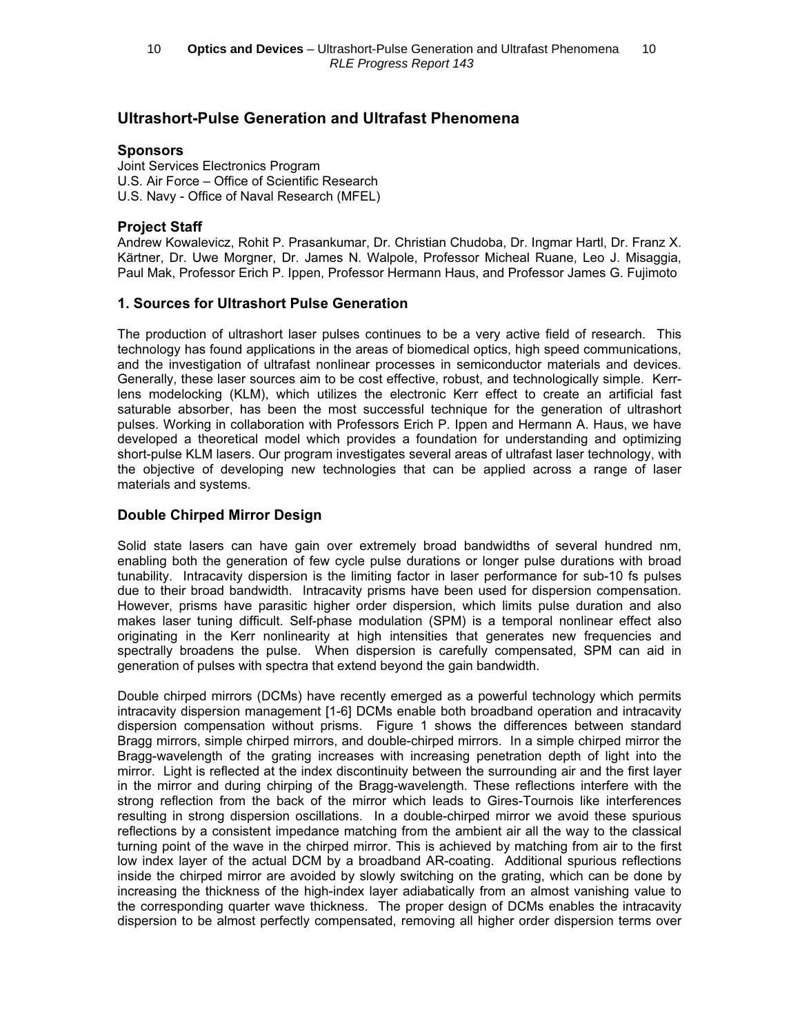# Ultrashort-Pulse Generation and Ultrafast Phenomena

### Sponsors

Joint Services Electronics Program
U.S. Air Force – Office of Scientific Research
U.S. Navy - Office of Naval Research (MFEL)

### Project Staff

Andrew Kowalevicz, Rohit P. Prasankumar, Dr. Christian Chudoba, Dr. Ingmar Hartl, Dr. Franz X. Kärtner, Dr. Uwe Morgner, Dr. James N. Walpole, Professor Micheal Ruane, Leo J. Misaggia, Paul Mak, Professor Erich P. Ippen, Professor Hermann Haus, and Professor James G. Fujimoto

## 1. Sources for Ultrashort Pulse Generation

The production of ultrashort laser pulses continues to be a very active field of research. This technology has found applications in the areas of biomedical optics, high speed communications, and the investigation of ultrafast nonlinear processes in semiconductor materials and devices. Generally, these laser sources aim to be cost effective, robust, and technologically simple. Kerr-lens modelocking (KLM), which utilizes the electronic Kerr effect to create an artificial fast saturable absorber, has been the most successful technique for the generation of ultrashort pulses. Working in collaboration with Professors Erich P. Ippen and Hermann A. Haus, we have developed a theoretical model which provides a foundation for understanding and optimizing short-pulse KLM lasers. Our program investigates several areas of ultrafast laser technology, with the objective of developing new technologies that can be applied across a range of laser materials and systems.

## Double Chirped Mirror Design

Solid state lasers can have gain over extremely broad bandwidths of several hundred nm, enabling both the generation of few cycle pulse durations or longer pulse durations with broad tunability. Intracavity dispersion is the limiting factor in laser performance for sub-10 fs pulses due to their broad bandwidth. Intracavity prisms have been used for dispersion compensation. However, prisms have parasitic higher order dispersion, which limits pulse duration and also makes laser tuning difficult. Self-phase modulation (SPM) is a temporal nonlinear effect also originating in the Kerr nonlinearity at high intensities that generates new frequencies and spectrally broadens the pulse. When dispersion is carefully compensated, SPM can aid in generation of pulses with spectra that extend beyond the gain bandwidth.

Double chirped mirrors (DCMs) have recently emerged as a powerful technology which permits intracavity dispersion management [1-6] DCMs enable both broadband operation and intracavity dispersion compensation without prisms. Figure 1 shows the differences between standard Bragg mirrors, simple chirped mirrors, and double-chirped mirrors. In a simple chirped mirror the Bragg-wavelength of the grating increases with increasing penetration depth of light into the mirror. Light is reflected at the index discontinuity between the surrounding air and the first layer in the mirror and during chirping of the Bragg-wavelength. These reflections interfere with the strong reflection from the back of the mirror which leads to Gires-Tournois like interferences resulting in strong dispersion oscillations. In a double-chirped mirror we avoid these spurious reflections by a consistent impedance matching from the ambient air all the way to the classical turning point of the wave in the chirped mirror. This is achieved by matching from air to the first low index layer of the actual DCM by a broadband AR-coating. Additional spurious reflections inside the chirped mirror are avoided by slowly switching on the grating, which can be done by increasing the thickness of the high-index layer adiabatically from an almost vanishing value to the corresponding quarter wave thickness. The proper design of DCMs enables the intracavity dispersion to be almost perfectly compensated, removing all higher order dispersion terms over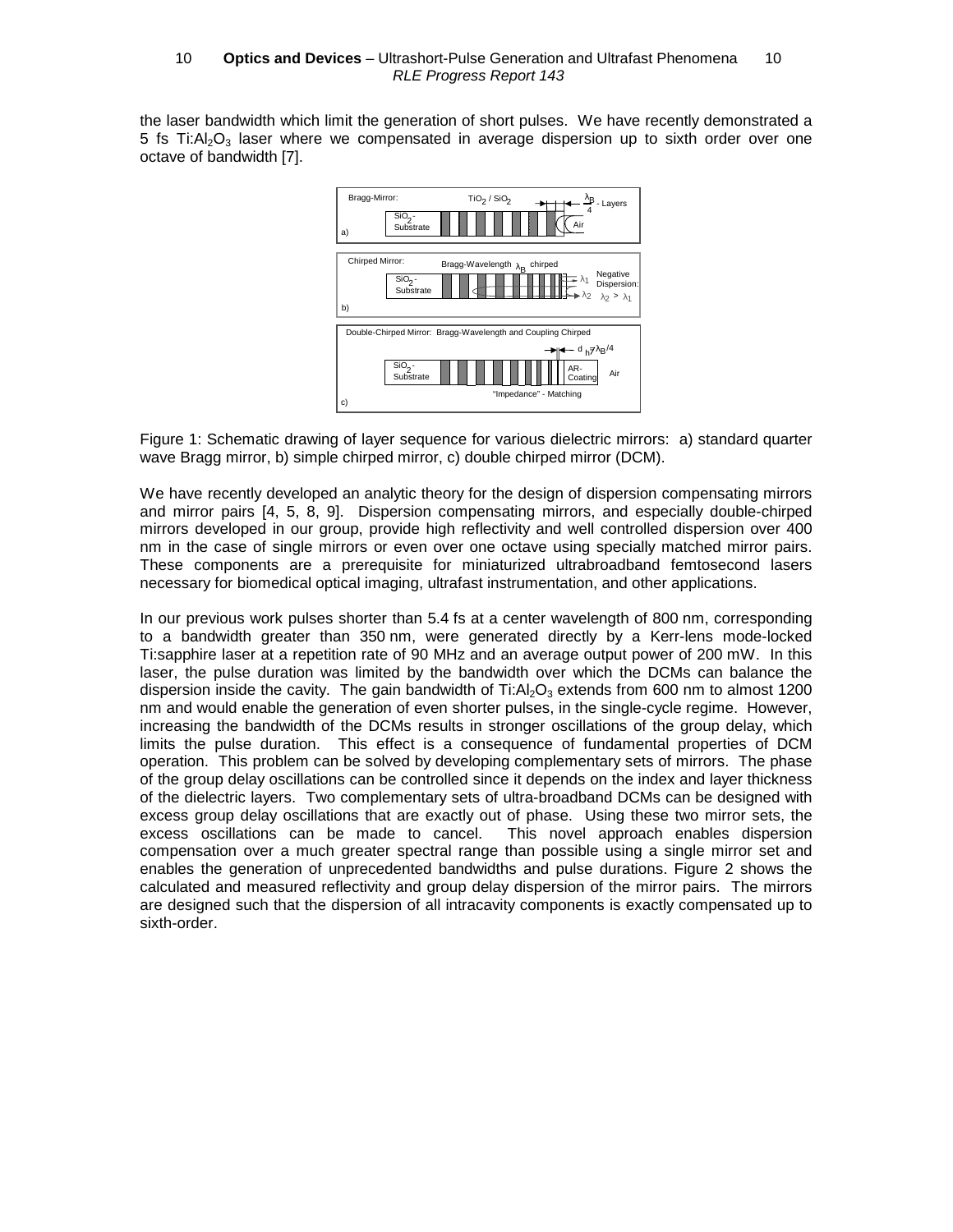the laser bandwidth which limit the generation of short pulses. We have recently demonstrated a 5 fs $Ti:Al_2O_3$ laser where we compensated in average dispersion up to sixth order over one octave of bandwidth [7].

Figure 1: Schematic drawing of layer sequence for various dielectric mirrors: a) standard quarter wave Bragg mirror, b) simple chirped mirror, c) double chirped mirror (DCM).

We have recently developed an analytic theory for the design of dispersion compensating mirrors and mirror pairs [4, 5, 8, 9]. Dispersion compensating mirrors, and especially double-chirped mirrors developed in our group, provide high reflectivity and well controlled dispersion over 400 nm in the case of single mirrors or even over one octave using specially matched mirror pairs. These components are a prerequisite for miniaturized ultrabroadband femtosecond lasers necessary for biomedical optical imaging, ultrafast instrumentation, and other applications.

In our previous work pulses shorter than 5.4 fs at a center wavelength of 800 nm, corresponding to a bandwidth greater than 350 nm, were generated directly by a Kerr-lens mode-locked Ti:sapphire laser at a repetition rate of 90 MHz and an average output power of 200 mW. In this laser, the pulse duration was limited by the bandwidth over which the DCMs can balance the dispersion inside the cavity. The gain bandwidth of $Ti:Al_2O_3$ extends from 600 nm to almost 1200 nm and would enable the generation of even shorter pulses, in the single-cycle regime. However, increasing the bandwidth of the DCMs results in stronger oscillations of the group delay, which limits the pulse duration. This effect is a consequence of fundamental properties of DCM operation. This problem can be solved by developing complementary sets of mirrors. The phase of the group delay oscillations can be controlled since it depends on the index and layer thickness of the dielectric layers. Two complementary sets of ultra-broadband DCMs can be designed with excess group delay oscillations that are exactly out of phase. Using these two mirror sets, the excess oscillations can be made to cancel. This novel approach enables dispersion compensation over a much greater spectral range than possible using a single mirror set and enables the generation of unprecedented bandwidths and pulse durations. Figure 2 shows the calculated and measured reflectivity and group delay dispersion of the mirror pairs. The mirrors are designed such that the dispersion of all intracavity components is exactly compensated up to sixth-order.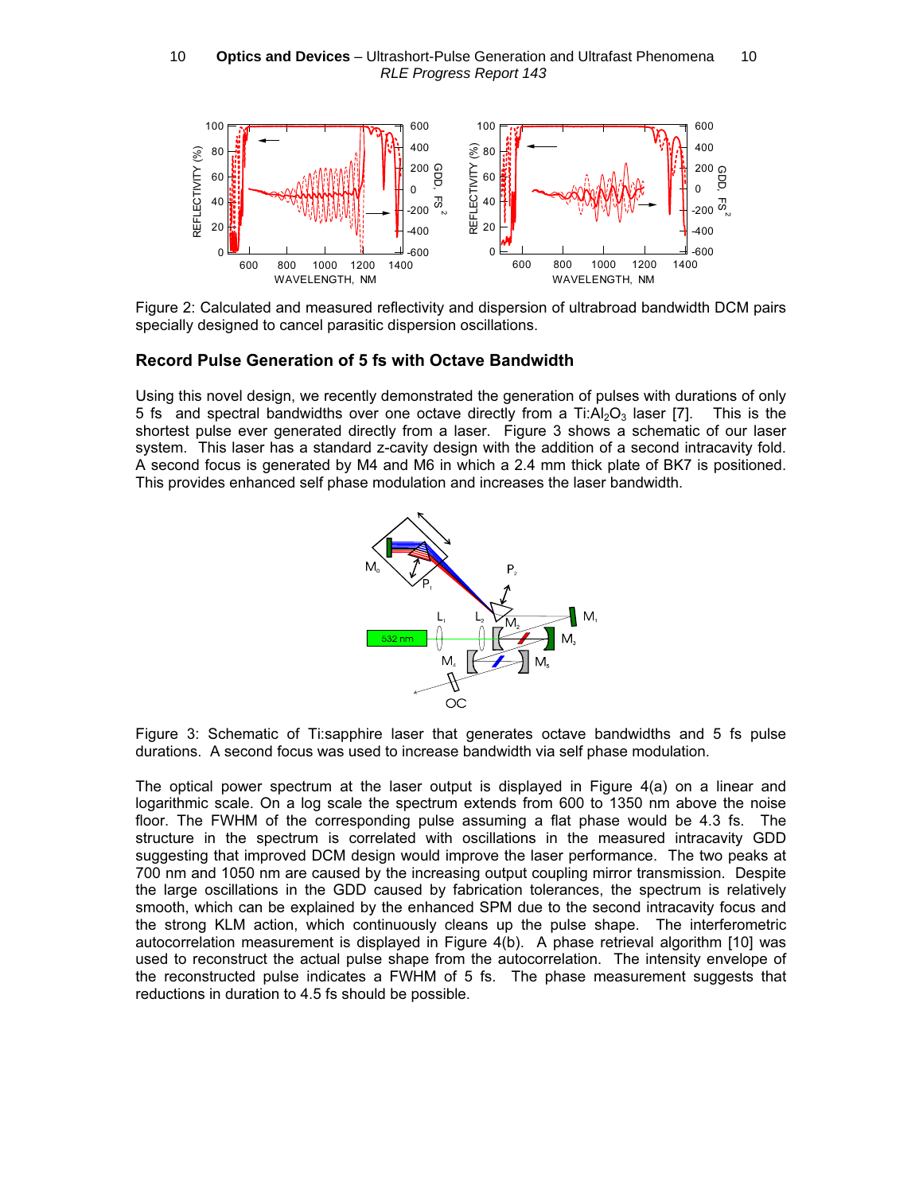Figure 2: Calculated and measured reflectivity and dispersion of ultrabroad bandwidth DCM pairs specially designed to cancel parasitic dispersion oscillations.

## Record Pulse Generation of 5 fs with Octave Bandwidth

Using this novel design, we recently demonstrated the generation of pulses with durations of only 5 fs and spectral bandwidths over one octave directly from a $Ti:Al_2O_3$ laser [7]. This is the shortest pulse ever generated directly from a laser. Figure 3 shows a schematic of our laser system. This laser has a standard z-cavity design with the addition of a second intracavity fold. A second focus is generated by M4 and M6 in which a 2.4 mm thick plate of BK7 is positioned. This provides enhanced self phase modulation and increases the laser bandwidth.

Figure 3: Schematic of Ti:sapphire laser that generates octave bandwidths and 5 fs pulse durations. A second focus was used to increase bandwidth via self phase modulation.

The optical power spectrum at the laser output is displayed in Figure 4(a) on a linear and logarithmic scale. On a log scale the spectrum extends from 600 to 1350 nm above the noise floor. The FWHM of the corresponding pulse assuming a flat phase would be 4.3 fs. The structure in the spectrum is correlated with oscillations in the measured intracavity GDD suggesting that improved DCM design would improve the laser performance. The two peaks at 700 nm and 1050 nm are caused by the increasing output coupling mirror transmission. Despite the large oscillations in the GDD caused by fabrication tolerances, the spectrum is relatively smooth, which can be explained by the enhanced SPM due to the second intracavity focus and the strong KLM action, which continuously cleans up the pulse shape. The interferometric autocorrelation measurement is displayed in Figure 4(b). A phase retrieval algorithm [10] was used to reconstruct the actual pulse shape from the autocorrelation. The intensity envelope of the reconstructed pulse indicates a FWHM of 5 fs. The phase measurement suggests that reductions in duration to 4.5 fs should be possible.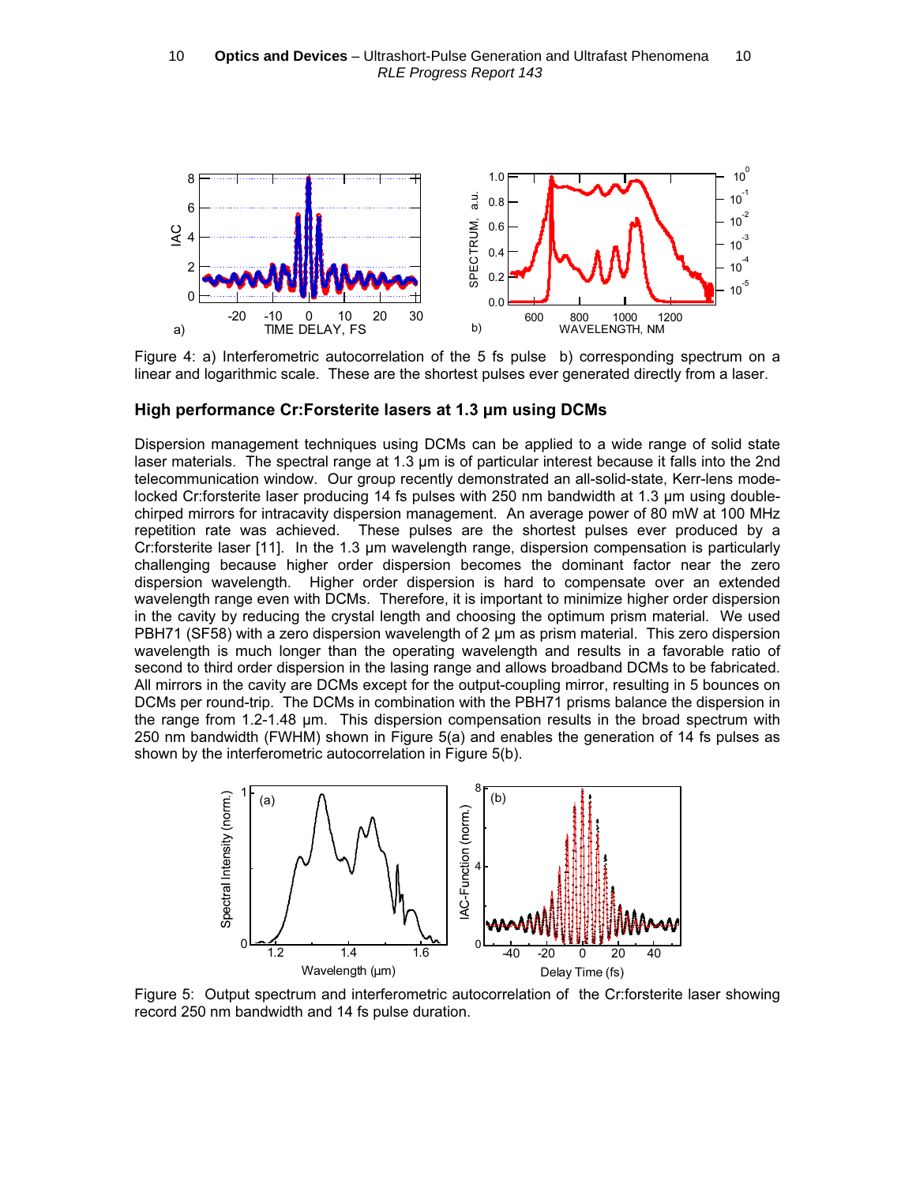Figure 4: a) Interferometric autocorrelation of the 5 fs pulse b) corresponding spectrum on a linear and logarithmic scale. These are the shortest pulses ever generated directly from a laser.

### High performance Cr:Forsterite lasers at 1.3 μm using DCMs

Dispersion management techniques using DCMs can be applied to a wide range of solid state laser materials. The spectral range at 1.3 μm is of particular interest because it falls into the 2nd telecommunication window. Our group recently demonstrated an all-solid-state, Kerr-lens mode-locked Cr:forsterite laser producing 14 fs pulses with 250 nm bandwidth at 1.3 μm using double-chirped mirrors for intracavity dispersion management. An average power of 80 mW at 100 MHz repetition rate was achieved. These pulses are the shortest pulses ever produced by a Cr:forsterite laser [11]. In the 1.3 μm wavelength range, dispersion compensation is particularly challenging because higher order dispersion becomes the dominant factor near the zero dispersion wavelength. Higher order dispersion is hard to compensate over an extended wavelength range even with DCMs. Therefore, it is important to minimize higher order dispersion in the cavity by reducing the crystal length and choosing the optimum prism material. We used PBH71 (SF58) with a zero dispersion wavelength of 2 μm as prism material. This zero dispersion wavelength is much longer than the operating wavelength and results in a favorable ratio of second to third order dispersion in the lasing range and allows broadband DCMs to be fabricated. All mirrors in the cavity are DCMs except for the output-coupling mirror, resulting in 5 bounces on DCMs per round-trip. The DCMs in combination with the PBH71 prisms balance the dispersion in the range from 1.2-1.48 μm. This dispersion compensation results in the broad spectrum with 250 nm bandwidth (FWHM) shown in Figure 5(a) and enables the generation of 14 fs pulses as shown by the interferometric autocorrelation in Figure 5(b).

Figure 5: Output spectrum and interferometric autocorrelation of the Cr:forsterite laser showing record 250 nm bandwidth and 14 fs pulse duration.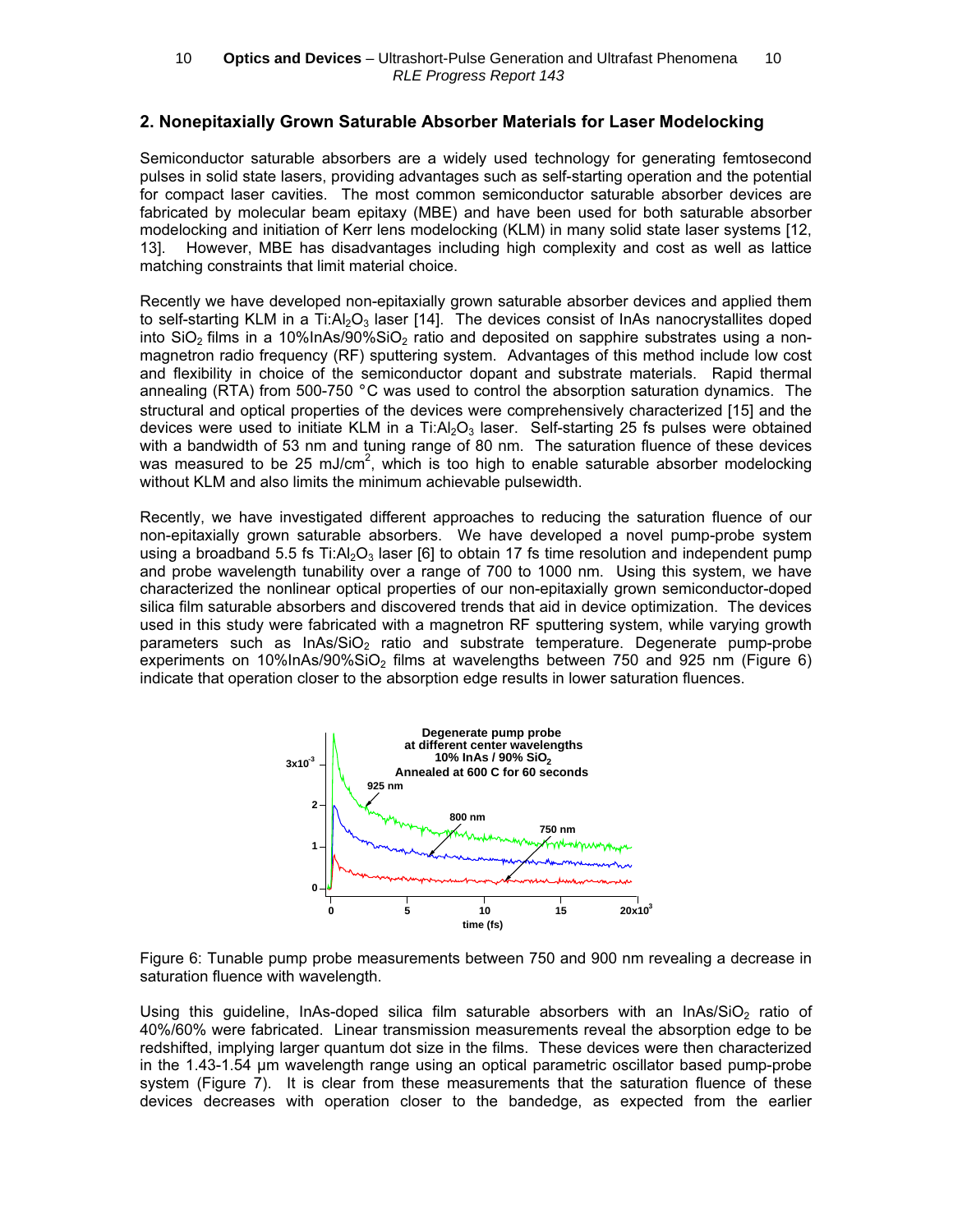## 2. Nonepitaxially Grown Saturable Absorber Materials for Laser Modelocking

Semiconductor saturable absorbers are a widely used technology for generating femtosecond pulses in solid state lasers, providing advantages such as self-starting operation and the potential for compact laser cavities. The most common semiconductor saturable absorber devices are fabricated by molecular beam epitaxy (MBE) and have been used for both saturable absorber modelocking and initiation of Kerr lens modelocking (KLM) in many solid state laser systems [12, 13]. However, MBE has disadvantages including high complexity and cost as well as lattice matching constraints that limit material choice.

Recently we have developed non-epitaxially grown saturable absorber devices and applied them to self-starting KLM in a Ti:$Al_2O_3$ laser [14]. The devices consist of InAs nanocrystallites doped into $SiO_2$ films in a 10%InAs/90%$SiO_2$ ratio and deposited on sapphire substrates using a non-magnetron radio frequency (RF) sputtering system. Advantages of this method include low cost and flexibility in choice of the semiconductor dopant and substrate materials. Rapid thermal annealing (RTA) from 500-750 °C was used to control the absorption saturation dynamics. The structural and optical properties of the devices were comprehensively characterized [15] and the devices were used to initiate KLM in a Ti:$Al_2O_3$ laser. Self-starting 25 fs pulses were obtained with a bandwidth of 53 nm and tuning range of 80 nm. The saturation fluence of these devices was measured to be 25 mJ/cm$^2$, which is too high to enable saturable absorber modelocking without KLM and also limits the minimum achievable pulsewidth.

Recently, we have investigated different approaches to reducing the saturation fluence of our non-epitaxially grown saturable absorbers. We have developed a novel pump-probe system using a broadband 5.5 fs Ti:$Al_2O_3$ laser [6] to obtain 17 fs time resolution and independent pump and probe wavelength tunability over a range of 700 to 1000 nm. Using this system, we have characterized the nonlinear optical properties of our non-epitaxially grown semiconductor-doped silica film saturable absorbers and discovered trends that aid in device optimization. The devices used in this study were fabricated with a magnetron RF sputtering system, while varying growth parameters such as InAs/$SiO_2$ ratio and substrate temperature. Degenerate pump-probe experiments on 10%InAs/90%$SiO_2$ films at wavelengths between 750 and 925 nm (Figure 6) indicate that operation closer to the absorption edge results in lower saturation fluences.

Figure 6: Tunable pump probe measurements between 750 and 900 nm revealing a decrease in saturation fluence with wavelength.

Using this guideline, InAs-doped silica film saturable absorbers with an InAs/$SiO_2$ ratio of 40%/60% were fabricated. Linear transmission measurements reveal the absorption edge to be redshifted, implying larger quantum dot size in the films. These devices were then characterized in the 1.43-1.54 μm wavelength range using an optical parametric oscillator based pump-probe system (Figure 7). It is clear from these measurements that the saturation fluence of these devices decreases with operation closer to the bandedge, as expected from the earlier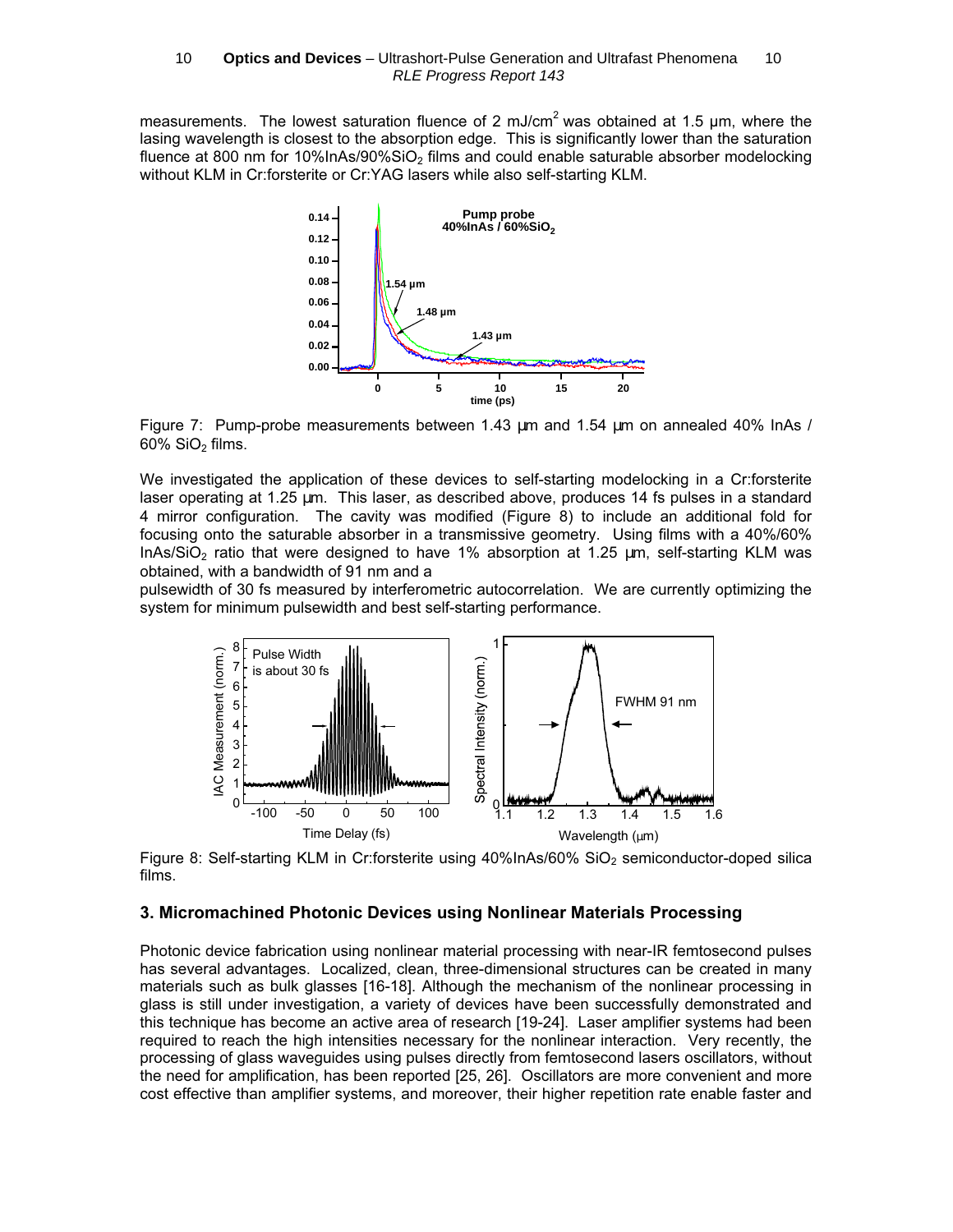measurements. The lowest saturation fluence of 2 mJ/cm$^2$ was obtained at 1.5 μm, where the lasing wavelength is closest to the absorption edge. This is significantly lower than the saturation fluence at 800 nm for 10%InAs/90%$SiO_2$ films and could enable saturable absorber modelocking without KLM in Cr:forsterite or Cr:YAG lasers while also self-starting KLM.

Figure 7: Pump-probe measurements between 1.43 μm and 1.54 μm on annealed 40% InAs / 60% $SiO_2$ films.

We investigated the application of these devices to self-starting modelocking in a Cr:forsterite laser operating at 1.25 μm. This laser, as described above, produces 14 fs pulses in a standard 4 mirror configuration. The cavity was modified (Figure 8) to include an additional fold for focusing onto the saturable absorber in a transmissive geometry. Using films with a 40%/60% InAs/$SiO_2$ ratio that were designed to have 1% absorption at 1.25 μm, self-starting KLM was obtained, with a bandwidth of 91 nm and a pulsewidth of 30 fs measured by interferometric autocorrelation. We are currently optimizing the system for minimum pulsewidth and best self-starting performance.

Figure 8: Self-starting KLM in Cr:forsterite using 40%InAs/60% $SiO_2$ semiconductor-doped silica films.

### 3. Micromachined Photonic Devices using Nonlinear Materials Processing

Photonic device fabrication using nonlinear material processing with near-IR femtosecond pulses has several advantages. Localized, clean, three-dimensional structures can be created in many materials such as bulk glasses [16-18]. Although the mechanism of the nonlinear processing in glass is still under investigation, a variety of devices have been successfully demonstrated and this technique has become an active area of research [19-24]. Laser amplifier systems had been required to reach the high intensities necessary for the nonlinear interaction. Very recently, the processing of glass waveguides using pulses directly from femtosecond lasers oscillators, without the need for amplification, has been reported [25, 26]. Oscillators are more convenient and more cost effective than amplifier systems, and moreover, their higher repetition rate enable faster and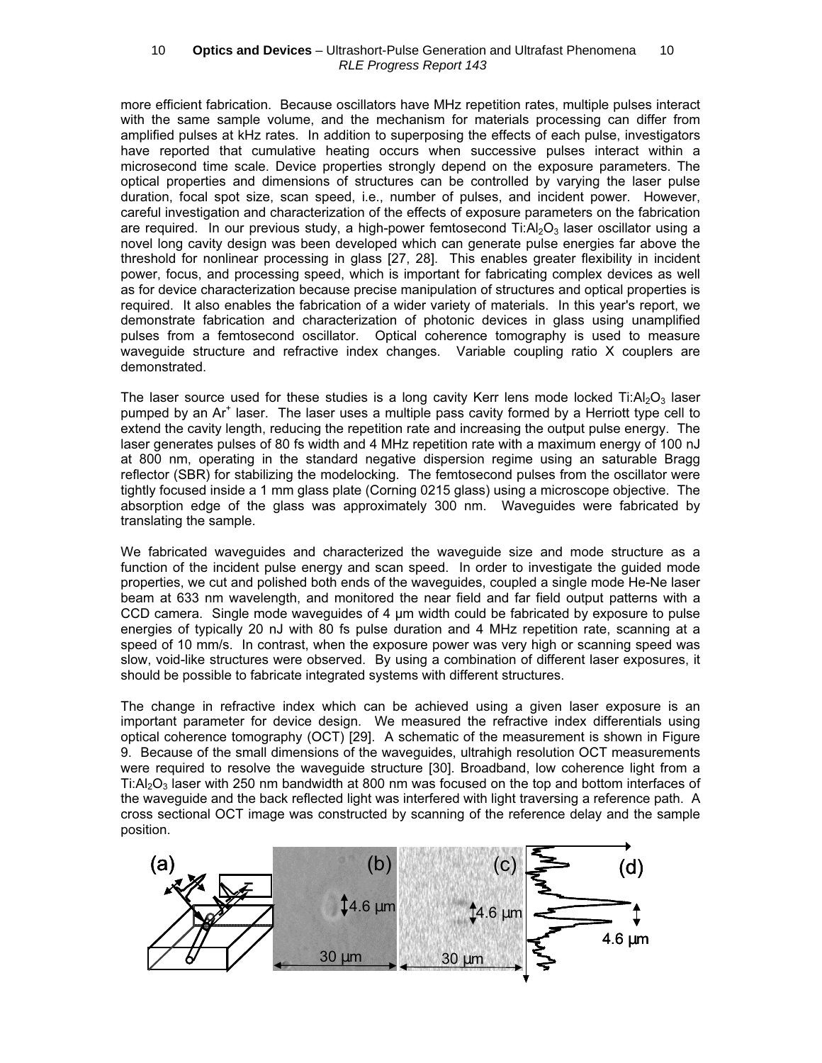more efficient fabrication. Because oscillators have MHz repetition rates, multiple pulses interact with the same sample volume, and the mechanism for materials processing can differ from amplified pulses at kHz rates. In addition to superposing the effects of each pulse, investigators have reported that cumulative heating occurs when successive pulses interact within a microsecond time scale. Device properties strongly depend on the exposure parameters. The optical properties and dimensions of structures can be controlled by varying the laser pulse duration, focal spot size, scan speed, i.e., number of pulses, and incident power. However, careful investigation and characterization of the effects of exposure parameters on the fabrication are required. In our previous study, a high-power femtosecond $Ti:Al_2O_3$ laser oscillator using a novel long cavity design was been developed which can generate pulse energies far above the threshold for nonlinear processing in glass [27, 28]. This enables greater flexibility in incident power, focus, and processing speed, which is important for fabricating complex devices as well as for device characterization because precise manipulation of structures and optical properties is required. It also enables the fabrication of a wider variety of materials. In this year's report, we demonstrate fabrication and characterization of photonic devices in glass using unamplified pulses from a femtosecond oscillator. Optical coherence tomography is used to measure waveguide structure and refractive index changes. Variable coupling ratio X couplers are demonstrated.

The laser source used for these studies is a long cavity Kerr lens mode locked $Ti:Al_2O_3$ laser pumped by an $Ar^+$ laser. The laser uses a multiple pass cavity formed by a Herriott type cell to extend the cavity length, reducing the repetition rate and increasing the output pulse energy. The laser generates pulses of 80 fs width and 4 MHz repetition rate with a maximum energy of 100 nJ at 800 nm, operating in the standard negative dispersion regime using an saturable Bragg reflector (SBR) for stabilizing the modelocking. The femtosecond pulses from the oscillator were tightly focused inside a 1 mm glass plate (Corning 0215 glass) using a microscope objective. The absorption edge of the glass was approximately 300 nm. Waveguides were fabricated by translating the sample.

We fabricated waveguides and characterized the waveguide size and mode structure as a function of the incident pulse energy and scan speed. In order to investigate the guided mode properties, we cut and polished both ends of the waveguides, coupled a single mode He-Ne laser beam at 633 nm wavelength, and monitored the near field and far field output patterns with a CCD camera. Single mode waveguides of 4 μm width could be fabricated by exposure to pulse energies of typically 20 nJ with 80 fs pulse duration and 4 MHz repetition rate, scanning at a speed of 10 mm/s. In contrast, when the exposure power was very high or scanning speed was slow, void-like structures were observed. By using a combination of different laser exposures, it should be possible to fabricate integrated systems with different structures.

The change in refractive index which can be achieved using a given laser exposure is an important parameter for device design. We measured the refractive index differentials using optical coherence tomography (OCT) [29]. A schematic of the measurement is shown in Figure 9. Because of the small dimensions of the waveguides, ultrahigh resolution OCT measurements were required to resolve the waveguide structure [30]. Broadband, low coherence light from a $Ti:Al_2O_3$ laser with 250 nm bandwidth at 800 nm was focused on the top and bottom interfaces of the waveguide and the back reflected light was interfered with light traversing a reference path. A cross sectional OCT image was constructed by scanning of the reference delay and the sample position.

(a) (b) 4.6 μm 30 μm (c) 4.6 μm 30 μm (d) 4.6 μm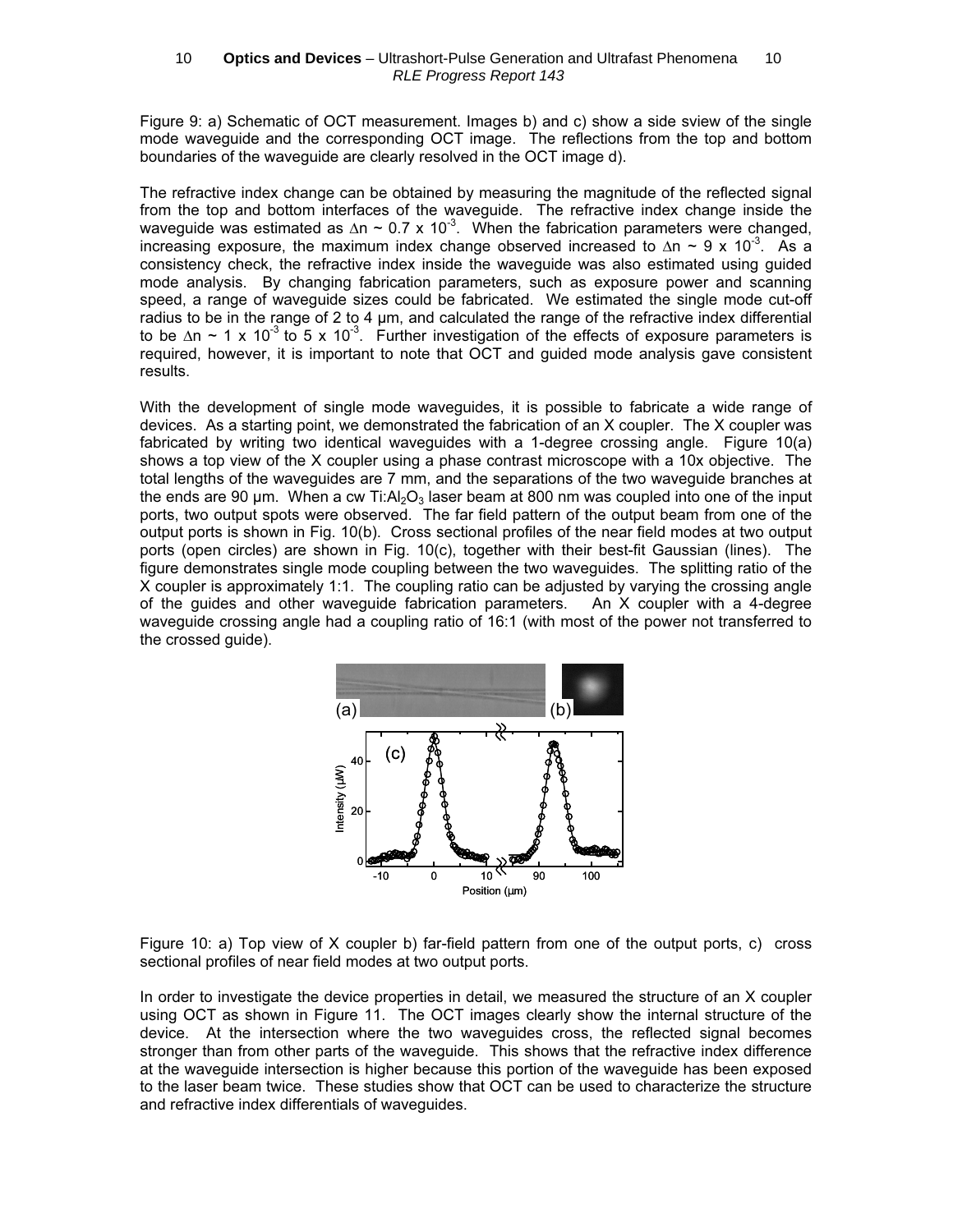Figure 9: a) Schematic of OCT measurement. Images b) and c) show a side sview of the single mode waveguide and the corresponding OCT image. The reflections from the top and bottom boundaries of the waveguide are clearly resolved in the OCT image d).

The refractive index change can be obtained by measuring the magnitude of the reflected signal from the top and bottom interfaces of the waveguide. The refractive index change inside the waveguide was estimated as $\Delta n \sim 0.7 \times 10^{-3}$. When the fabrication parameters were changed, increasing exposure, the maximum index change observed increased to $\Delta n \sim 9 \times 10^{-3}$. As a consistency check, the refractive index inside the waveguide was also estimated using guided mode analysis. By changing fabrication parameters, such as exposure power and scanning speed, a range of waveguide sizes could be fabricated. We estimated the single mode cut-off radius to be in the range of 2 to 4 μm, and calculated the range of the refractive index differential to be $\Delta n \sim 1 \times 10^{-3}$ to $5 \times 10^{-3}$. Further investigation of the effects of exposure parameters is required, however, it is important to note that OCT and guided mode analysis gave consistent results.

With the development of single mode waveguides, it is possible to fabricate a wide range of devices. As a starting point, we demonstrated the fabrication of an X coupler. The X coupler was fabricated by writing two identical waveguides with a 1-degree crossing angle. Figure 10(a) shows a top view of the X coupler using a phase contrast microscope with a 10x objective. The total lengths of the waveguides are 7 mm, and the separations of the two waveguide branches at the ends are 90 μm. When a cw Ti:$Al_2O_3$ laser beam at 800 nm was coupled into one of the input ports, two output spots were observed. The far field pattern of the output beam from one of the output ports is shown in Fig. 10(b). Cross sectional profiles of the near field modes at two output ports (open circles) are shown in Fig. 10(c), together with their best-fit Gaussian (lines). The figure demonstrates single mode coupling between the two waveguides. The splitting ratio of the X coupler is approximately 1:1. The coupling ratio can be adjusted by varying the crossing angle of the guides and other waveguide fabrication parameters. An X coupler with a 4-degree waveguide crossing angle had a coupling ratio of 16:1 (with most of the power not transferred to the crossed guide).

Figure 10: a) Top view of X coupler b) far-field pattern from one of the output ports, c) cross sectional profiles of near field modes at two output ports.

In order to investigate the device properties in detail, we measured the structure of an X coupler using OCT as shown in Figure 11. The OCT images clearly show the internal structure of the device. At the intersection where the two waveguides cross, the reflected signal becomes stronger than from other parts of the waveguide. This shows that the refractive index difference at the waveguide intersection is higher because this portion of the waveguide has been exposed to the laser beam twice. These studies show that OCT can be used to characterize the structure and refractive index differentials of waveguides.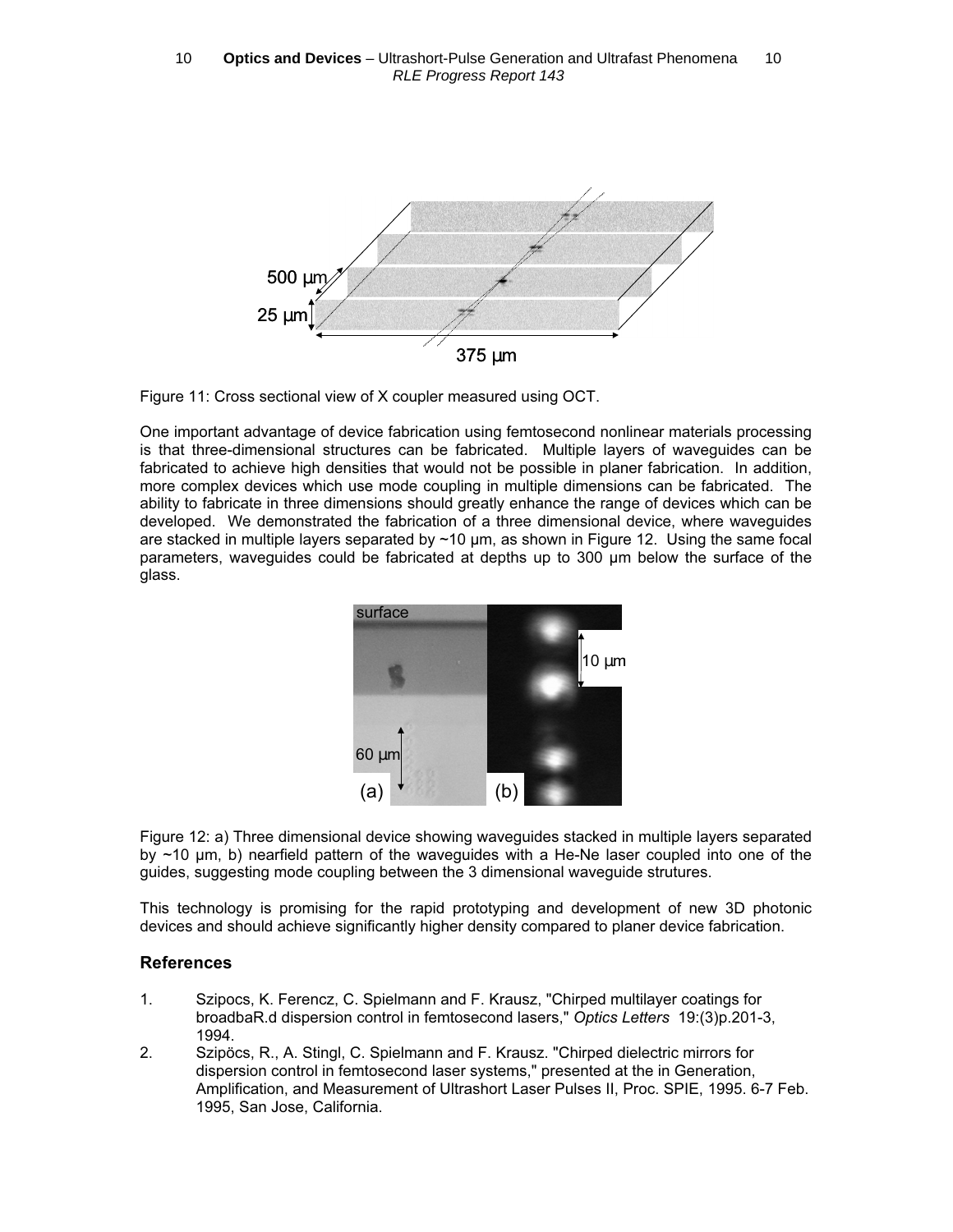Figure 11: Cross sectional view of X coupler measured using OCT.

One important advantage of device fabrication using femtosecond nonlinear materials processing is that three-dimensional structures can be fabricated. Multiple layers of waveguides can be fabricated to achieve high densities that would not be possible in planer fabrication. In addition, more complex devices which use mode coupling in multiple dimensions can be fabricated. The ability to fabricate in three dimensions should greatly enhance the range of devices which can be developed. We demonstrated the fabrication of a three dimensional device, where waveguides are stacked in multiple layers separated by ~10 µm, as shown in Figure 12. Using the same focal parameters, waveguides could be fabricated at depths up to 300 µm below the surface of the glass.

Figure 12: a) Three dimensional device showing waveguides stacked in multiple layers separated by ~10 µm, b) nearfield pattern of the waveguides with a He-Ne laser coupled into one of the guides, suggesting mode coupling between the 3 dimensional waveguide strutures.

This technology is promising for the rapid prototyping and development of new 3D photonic devices and should achieve significantly higher density compared to planer device fabrication.

### References

1. Szipocs, K. Ferencz, C. Spielmann and F. Krausz, "Chirped multilayer coatings for broadbaR.d dispersion control in femtosecond lasers," *Optics Letters* 19:(3)p.201-3, 1994.
2. Szipöcs, R., A. Stingl, C. Spielmann and F. Krausz. "Chirped dielectric mirrors for dispersion control in femtosecond laser systems," presented at the in Generation, Amplification, and Measurement of Ultrashort Laser Pulses II, Proc. SPIE, 1995. 6-7 Feb. 1995, San Jose, California.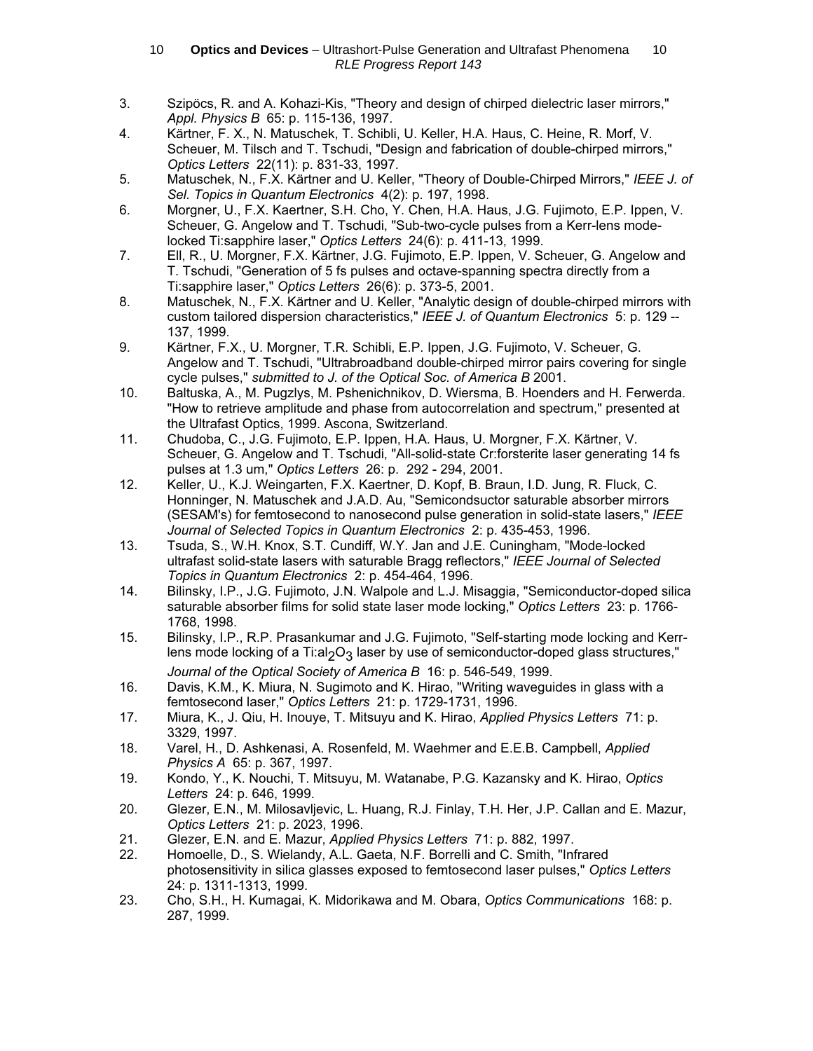3. Szipöcs, R. and A. Kohazi-Kis, "Theory and design of chirped dielectric laser mirrors," *Appl. Physics B* 65: p. 115-136, 1997.
4. Kärtner, F. X., N. Matuschek, T. Schibli, U. Keller, H.A. Haus, C. Heine, R. Morf, V. Scheuer, M. Tilsch and T. Tschudi, "Design and fabrication of double-chirped mirrors," *Optics Letters* 22(11): p. 831-33, 1997.
5. Matuschek, N., F.X. Kärtner and U. Keller, "Theory of Double-Chirped Mirrors," *IEEE J. of Sel. Topics in Quantum Electronics* 4(2): p. 197, 1998.
6. Morgner, U., F.X. Kaertner, S.H. Cho, Y. Chen, H.A. Haus, J.G. Fujimoto, E.P. Ippen, V. Scheuer, G. Angelow and T. Tschudi, "Sub-two-cycle pulses from a Kerr-lens mode-locked Ti:sapphire laser," *Optics Letters* 24(6): p. 411-13, 1999.
7. Ell, R., U. Morgner, F.X. Kärtner, J.G. Fujimoto, E.P. Ippen, V. Scheuer, G. Angelow and T. Tschudi, "Generation of 5 fs pulses and octave-spanning spectra directly from a Ti:sapphire laser," *Optics Letters* 26(6): p. 373-5, 2001.
8. Matuschek, N., F.X. Kärtner and U. Keller, "Analytic design of double-chirped mirrors with custom tailored dispersion characteristics," *IEEE J. of Quantum Electronics* 5: p. 129 -- 137, 1999.
9. Kärtner, F.X., U. Morgner, T.R. Schibli, E.P. Ippen, J.G. Fujimoto, V. Scheuer, G. Angelow and T. Tschudi, "Ultrabroadband double-chirped mirror pairs covering for single cycle pulses," *submitted to J. of the Optical Soc. of America B* 2001.
10. Baltuska, A., M. Pugzlys, M. Pshenichnikov, D. Wiersma, B. Hoenders and H. Ferwerda. "How to retrieve amplitude and phase from autocorrelation and spectrum," presented at the Ultrafast Optics, 1999. Ascona, Switzerland.
11. Chudoba, C., J.G. Fujimoto, E.P. Ippen, H.A. Haus, U. Morgner, F.X. Kärtner, V. Scheuer, G. Angelow and T. Tschudi, "All-solid-state Cr:forsterite laser generating 14 fs pulses at 1.3 um," *Optics Letters* 26: p. 292 - 294, 2001.
12. Keller, U., K.J. Weingarten, F.X. Kaertner, D. Kopf, B. Braun, I.D. Jung, R. Fluck, C. Honninger, N. Matuschek and J.A.D. Au, "Semicondsuctor saturable absorber mirrors (SESAM's) for femtosecond to nanosecond pulse generation in solid-state lasers," *IEEE Journal of Selected Topics in Quantum Electronics* 2: p. 435-453, 1996.
13. Tsuda, S., W.H. Knox, S.T. Cundiff, W.Y. Jan and J.E. Cuningham, "Mode-locked ultrafast solid-state lasers with saturable Bragg reflectors," *IEEE Journal of Selected Topics in Quantum Electronics* 2: p. 454-464, 1996.
14. Bilinsky, I.P., J.G. Fujimoto, J.N. Walpole and L.J. Misaggia, "Semiconductor-doped silica saturable absorber films for solid state laser mode locking," *Optics Letters* 23: p. 1766-1768, 1998.
15. Bilinsky, I.P., R.P. Prasankumar and J.G. Fujimoto, "Self-starting mode locking and Kerr-lens mode locking of a Ti:$al_2O_3$ laser by use of semiconductor-doped glass structures," *Journal of the Optical Society of America B* 16: p. 546-549, 1999.
16. Davis, K.M., K. Miura, N. Sugimoto and K. Hirao, "Writing waveguides in glass with a femtosecond laser," *Optics Letters* 21: p. 1729-1731, 1996.
17. Miura, K., J. Qiu, H. Inouye, T. Mitsuyu and K. Hirao, *Applied Physics Letters* 71: p. 3329, 1997.
18. Varel, H., D. Ashkenasi, A. Rosenfeld, M. Waehmer and E.E.B. Campbell, *Applied Physics A* 65: p. 367, 1997.
19. Kondo, Y., K. Nouchi, T. Mitsuyu, M. Watanabe, P.G. Kazansky and K. Hirao, *Optics Letters* 24: p. 646, 1999.
20. Glezer, E.N., M. Milosavljevic, L. Huang, R.J. Finlay, T.H. Her, J.P. Callan and E. Mazur, *Optics Letters* 21: p. 2023, 1996.
21. Glezer, E.N. and E. Mazur, *Applied Physics Letters* 71: p. 882, 1997.
22. Homoelle, D., S. Wielandy, A.L. Gaeta, N.F. Borrelli and C. Smith, "Infrared photosensitivity in silica glasses exposed to femtosecond laser pulses," *Optics Letters* 24: p. 1311-1313, 1999.
23. Cho, S.H., H. Kumagai, K. Midorikawa and M. Obara, *Optics Communications* 168: p. 287, 1999.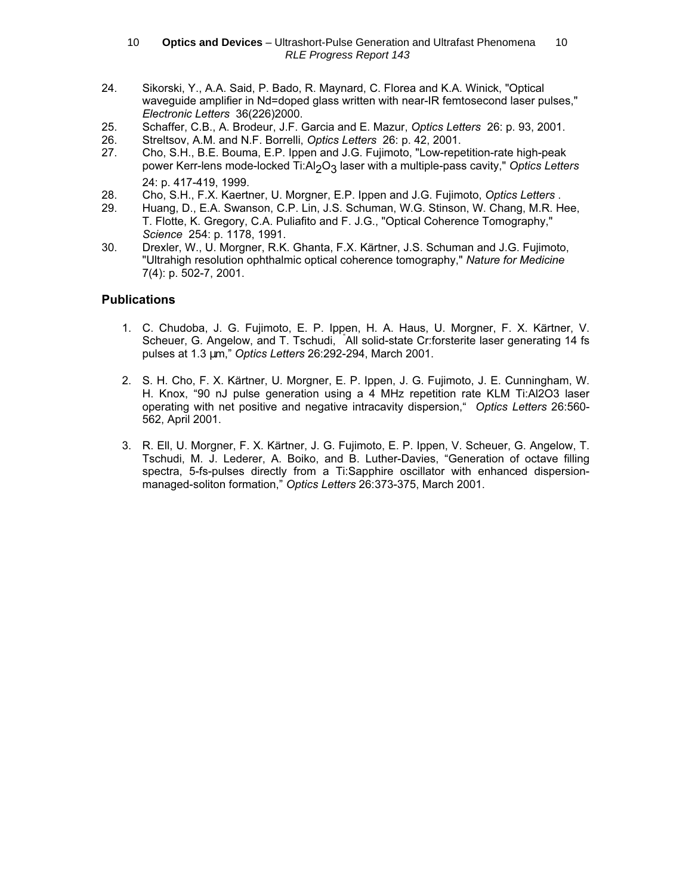24. Sikorski, Y., A.A. Said, P. Bado, R. Maynard, C. Florea and K.A. Winick, "Optical waveguide amplifier in Nd=doped glass written with near-IR femtosecond laser pulses," *Electronic Letters* 36(226)2000.
25. Schaffer, C.B., A. Brodeur, J.F. Garcia and E. Mazur, *Optics Letters* 26: p. 93, 2001.
26. Streltsov, A.M. and N.F. Borrelli, *Optics Letters* 26: p. 42, 2001.
27. Cho, S.H., B.E. Bouma, E.P. Ippen and J.G. Fujimoto, "Low-repetition-rate high-peak power Kerr-lens mode-locked Ti:$Al_2O_3$ laser with a multiple-pass cavity," *Optics Letters* 24: p. 417-419, 1999.
28. Cho, S.H., F.X. Kaertner, U. Morgner, E.P. Ippen and J.G. Fujimoto, *Optics Letters* .
29. Huang, D., E.A. Swanson, C.P. Lin, J.S. Schuman, W.G. Stinson, W. Chang, M.R. Hee, T. Flotte, K. Gregory, C.A. Puliafito and F. J.G., "Optical Coherence Tomography," *Science* 254: p. 1178, 1991.
30. Drexler, W., U. Morgner, R.K. Ghanta, F.X. Kärtner, J.S. Schuman and J.G. Fujimoto, "Ultrahigh resolution ophthalmic optical coherence tomography," *Nature for Medicine* 7(4): p. 502-7, 2001.

## Publications

1. C. Chudoba, J. G. Fujimoto, E. P. Ippen, H. A. Haus, U. Morgner, F. X. Kärtner, V. Scheuer, G. Angelow, and T. Tschudi, "All solid-state Cr:forsterite laser generating 14 fs pulses at 1.3 µm," *Optics Letters* 26:292-294, March 2001.

2. S. H. Cho, F. X. Kärtner, U. Morgner, E. P. Ippen, J. G. Fujimoto, J. E. Cunningham, W. H. Knox, "90 nJ pulse generation using a 4 MHz repetition rate KLM Ti:Al2O3 laser operating with net positive and negative intracavity dispersion," *Optics Letters* 26:560-562, April 2001.

3. R. Ell, U. Morgner, F. X. Kärtner, J. G. Fujimoto, E. P. Ippen, V. Scheuer, G. Angelow, T. Tschudi, M. J. Lederer, A. Boiko, and B. Luther-Davies, "Generation of octave filling spectra, 5-fs-pulses directly from a Ti:Sapphire oscillator with enhanced dispersion-managed-soliton formation," *Optics Letters* 26:373-375, March 2001.